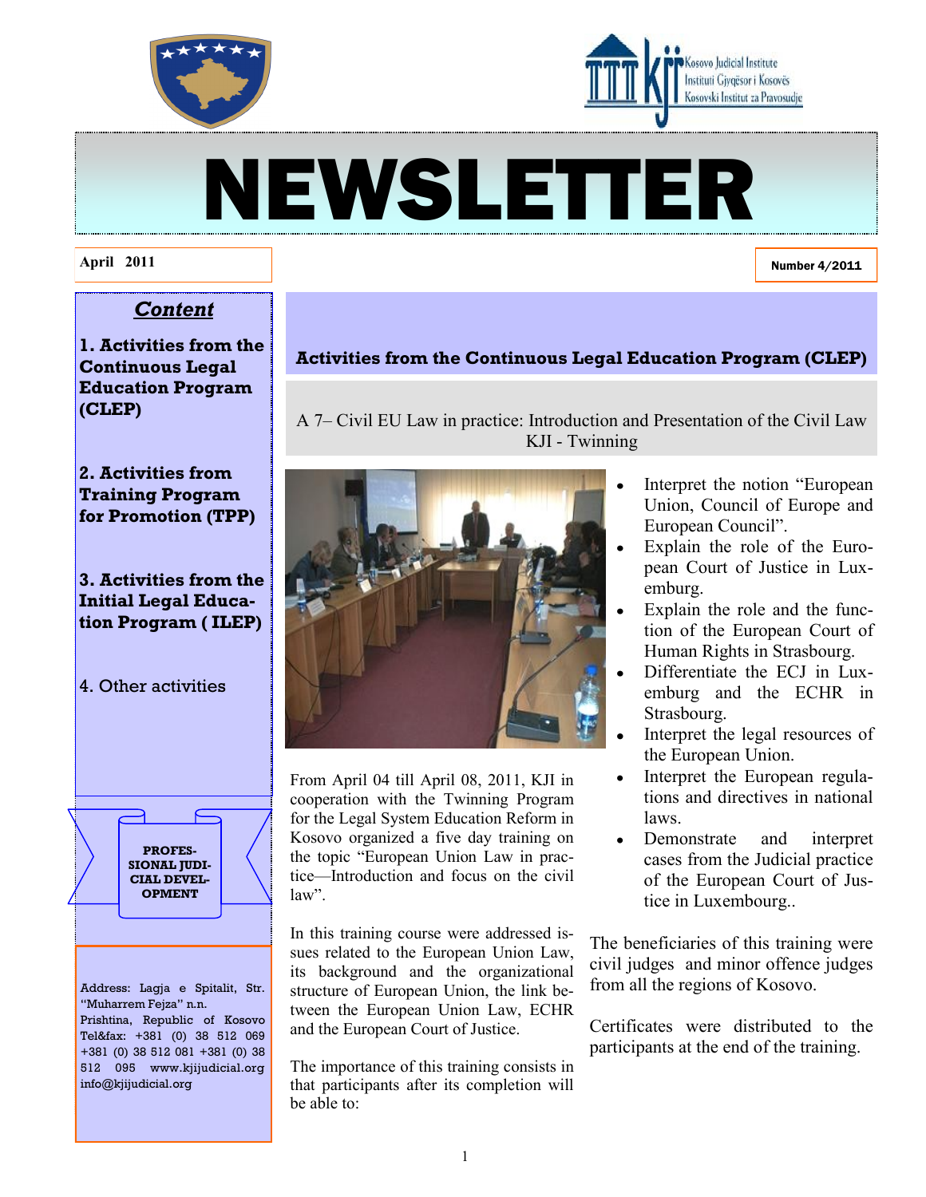Kosovo Judicial Institute
Instituti Gjyqësor i Kosovës
Kosovski Institut za Pravosudje

# NEWSLETTER

April 2011

Number 4/2011

## *Content*

**1. Activities from the Continuous Legal Education Program (CLEP)**

**2. Activities from Training Program for Promotion (TPP)**

**3. Activities from the Initial Legal Education Program ( ILEP)**

4. Other activities

**PROFESSIONAL JUDICIAL DEVELOPMENT**

Address: Lagja e Spitalit, Str. "Muharrem Fejza" n.n.
Prishtina, Republic of Kosovo
Tel&fax: +381 (0) 38 512 069 +381 (0) 38 512 081 +381 (0) 38 512 095 www.kjijudicial.org
info@kjijudicial.org

## Activities from the Continuous Legal Education Program (CLEP)

### A 7– Civil EU Law in practice: Introduction and Presentation of the Civil Law KJI - Twinning

From April 04 till April 08, 2011, KJI in cooperation with the Twinning Program for the Legal System Education Reform in Kosovo organized a five day training on the topic "European Union Law in practice—Introduction and focus on the civil law".

In this training course were addressed issues related to the European Union Law, its background and the organizational structure of European Union, the link between the European Union Law, ECHR and the European Court of Justice.

The importance of this training consists in that participants after its completion will be able to:

- Interpret the notion "European Union, Council of Europe and European Council".
- Explain the role of the European Court of Justice in Luxemburg.
- Explain the role and the function of the European Court of Human Rights in Strasbourg.
- Differentiate the ECJ in Luxemburg and the ECHR in Strasbourg.
- Interpret the legal resources of the European Union.
- Interpret the European regulations and directives in national laws.
- Demonstrate and interpret cases from the Judicial practice of the European Court of Justice in Luxembourg..

The beneficiaries of this training were civil judges and minor offence judges from all the regions of Kosovo.

Certificates were distributed to the participants at the end of the training.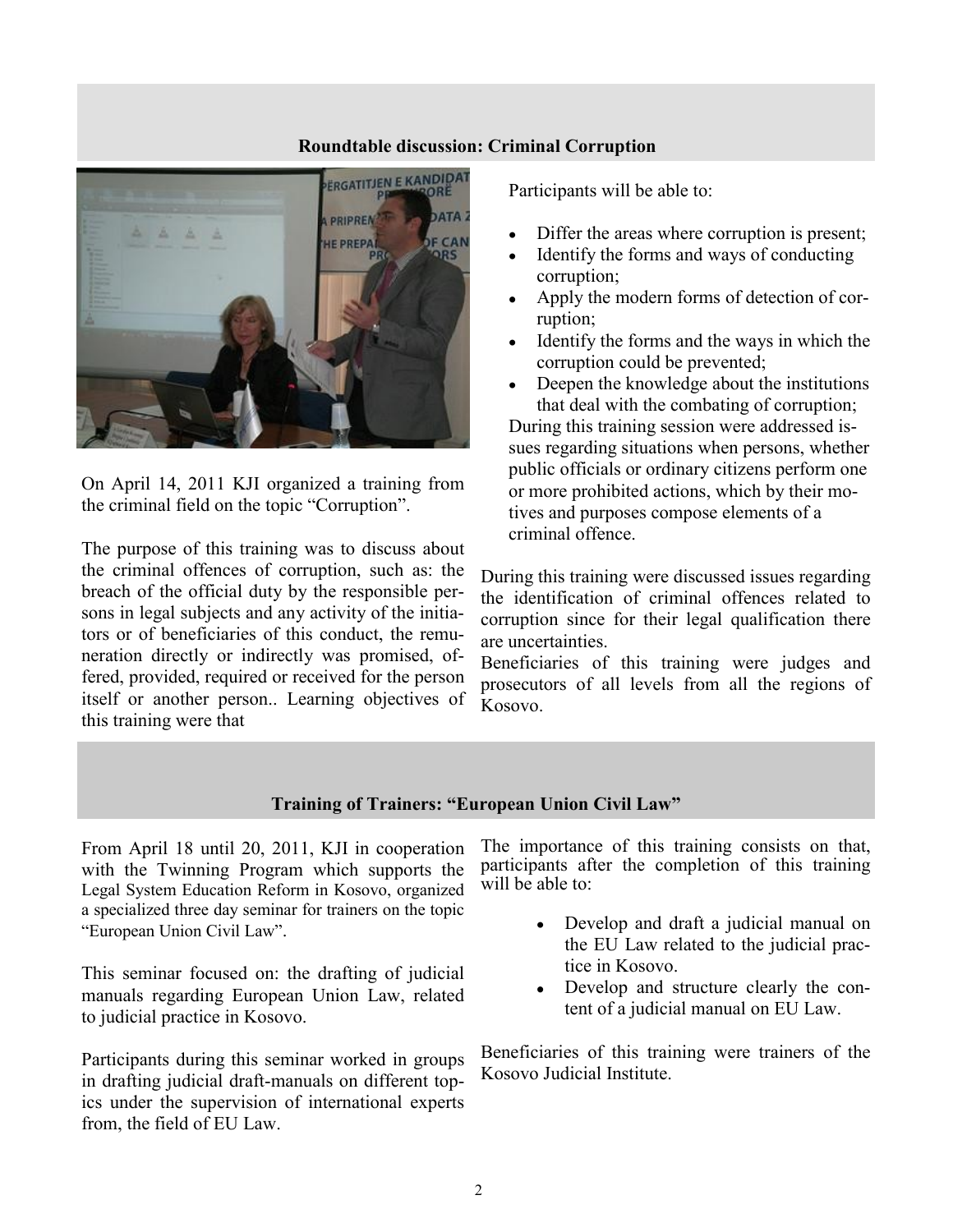## Roundtable discussion: Criminal Corruption

On April 14, 2011 KJI organized a training from the criminal field on the topic "Corruption".

The purpose of this training was to discuss about the criminal offences of corruption, such as: the breach of the official duty by the responsible persons in legal subjects and any activity of the initiators or of beneficiaries of this conduct, the remuneration directly or indirectly was promised, offered, provided, required or received for the person itself or another person.. Learning objectives of this training were that

Participants will be able to:

- Differ the areas where corruption is present;
- Identify the forms and ways of conducting corruption;
- Apply the modern forms of detection of corruption;
- Identify the forms and the ways in which the corruption could be prevented;
- Deepen the knowledge about the institutions that deal with the combating of corruption;

During this training session were addressed issues regarding situations when persons, whether public officials or ordinary citizens perform one or more prohibited actions, which by their motives and purposes compose elements of a criminal offence.

During this training were discussed issues regarding the identification of criminal offences related to corruption since for their legal qualification there are uncertainties.

Beneficiaries of this training were judges and prosecutors of all levels from all the regions of Kosovo.

## Training of Trainers: "European Union Civil Law"

From April 18 until 20, 2011, KJI in cooperation with the Twinning Program which supports the Legal System Education Reform in Kosovo, organized a specialized three day seminar for trainers on the topic "European Union Civil Law".

This seminar focused on: the drafting of judicial manuals regarding European Union Law, related to judicial practice in Kosovo.

Participants during this seminar worked in groups in drafting judicial draft-manuals on different topics under the supervision of international experts from, the field of EU Law.

The importance of this training consists on that, participants after the completion of this training will be able to:

- Develop and draft a judicial manual on the EU Law related to the judicial practice in Kosovo.
- Develop and structure clearly the content of a judicial manual on EU Law.

Beneficiaries of this training were trainers of the Kosovo Judicial Institute.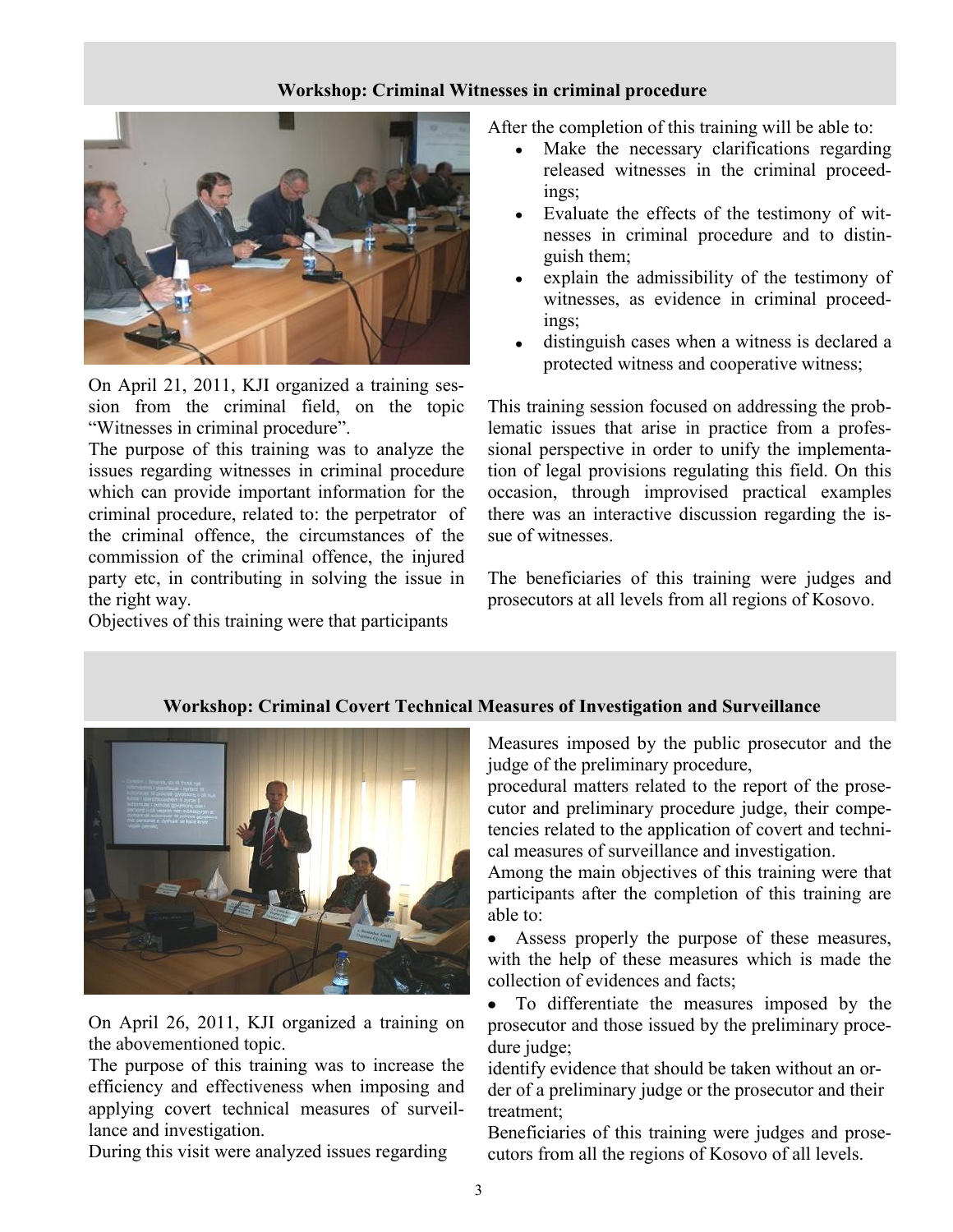## Workshop: Criminal Witnesses in criminal procedure

On April 21, 2011, KJI organized a training session from the criminal field, on the topic "Witnesses in criminal procedure".

The purpose of this training was to analyze the issues regarding witnesses in criminal procedure which can provide important information for the criminal procedure, related to: the perpetrator of the criminal offence, the circumstances of the commission of the criminal offence, the injured party etc, in contributing in solving the issue in the right way.

Objectives of this training were that participants After the completion of this training will be able to:

- Make the necessary clarifications regarding released witnesses in the criminal proceedings;
- Evaluate the effects of the testimony of witnesses in criminal procedure and to distinguish them;
- explain the admissibility of the testimony of witnesses, as evidence in criminal proceedings;
- distinguish cases when a witness is declared a protected witness and cooperative witness;

This training session focused on addressing the problematic issues that arise in practice from a professional perspective in order to unify the implementation of legal provisions regulating this field. On this occasion, through improvised practical examples there was an interactive discussion regarding the issue of witnesses.

The beneficiaries of this training were judges and prosecutors at all levels from all regions of Kosovo.

## Workshop: Criminal Covert Technical Measures of Investigation and Surveillance

On April 26, 2011, KJI organized a training on the abovementioned topic.

The purpose of this training was to increase the efficiency and effectiveness when imposing and applying covert technical measures of surveillance and investigation.

During this visit were analyzed issues regarding Measures imposed by the public prosecutor and the judge of the preliminary procedure,

procedural matters related to the report of the prosecutor and preliminary procedure judge, their competencies related to the application of covert and technical measures of surveillance and investigation.

Among the main objectives of this training were that participants after the completion of this training are able to:

- Assess properly the purpose of these measures, with the help of these measures which is made the collection of evidences and facts;
- To differentiate the measures imposed by the prosecutor and those issued by the preliminary procedure judge;

identify evidence that should be taken without an order of a preliminary judge or the prosecutor and their treatment;

Beneficiaries of this training were judges and prosecutors from all the regions of Kosovo of all levels.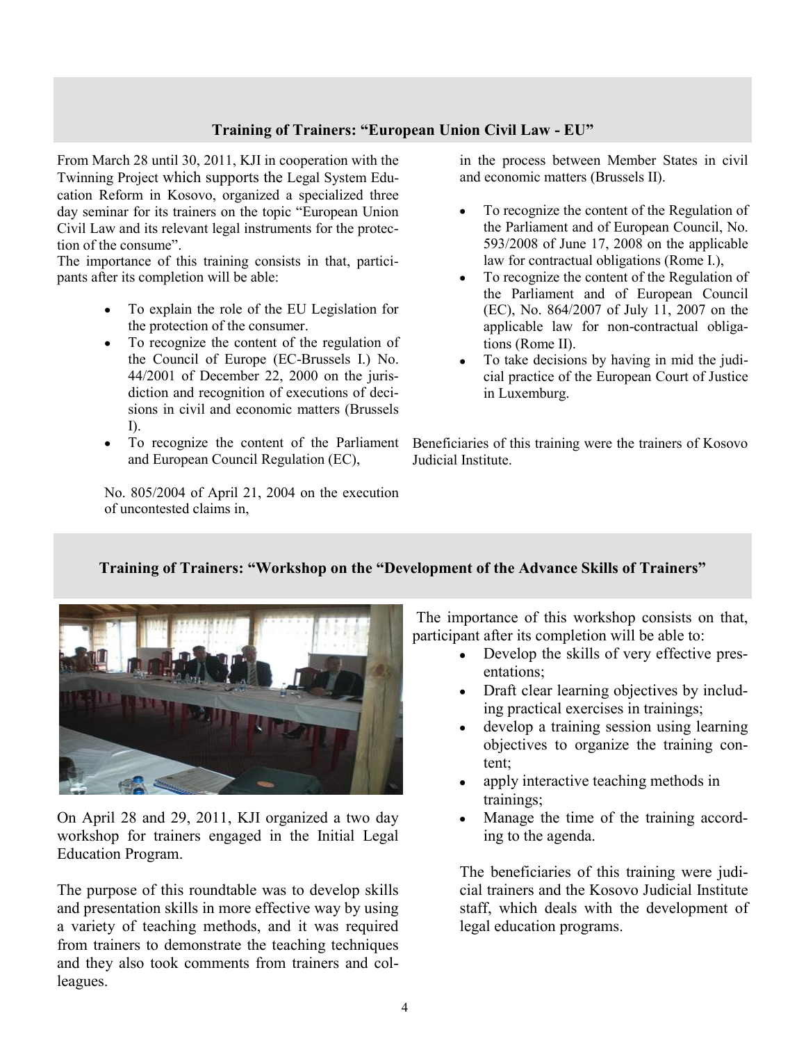## Training of Trainers: "European Union Civil Law - EU"

From March 28 until 30, 2011, KJI in cooperation with the Twinning Project which supports the Legal System Education Reform in Kosovo, organized a specialized three day seminar for its trainers on the topic "European Union Civil Law and its relevant legal instruments for the protection of the consume".

The importance of this training consists in that, participants after its completion will be able:

- To explain the role of the EU Legislation for the protection of the consumer.
- To recognize the content of the regulation of the Council of Europe (EC-Brussels I.) No. 44/2001 of December 22, 2000 on the jurisdiction and recognition of executions of decisions in civil and economic matters (Brussels I).
- To recognize the content of the Parliament and European Council Regulation (EC), No. 805/2004 of April 21, 2004 on the execution of uncontested claims in, in the process between Member States in civil and economic matters (Brussels II).
- To recognize the content of the Regulation of the Parliament and of European Council, No. 593/2008 of June 17, 2008 on the applicable law for contractual obligations (Rome I.),
- To recognize the content of the Regulation of the Parliament and of European Council (EC), No. 864/2007 of July 11, 2007 on the applicable law for non-contractual obligations (Rome II).
- To take decisions by having in mid the judicial practice of the European Court of Justice in Luxemburg.

Beneficiaries of this training were the trainers of Kosovo Judicial Institute.

## Training of Trainers: "Workshop on the "Development of the Advance Skills of Trainers"

On April 28 and 29, 2011, KJI organized a two day workshop for trainers engaged in the Initial Legal Education Program.

The purpose of this roundtable was to develop skills and presentation skills in more effective way by using a variety of teaching methods, and it was required from trainers to demonstrate the teaching techniques and they also took comments from trainers and colleagues.

The importance of this workshop consists on that, participant after its completion will be able to:

- Develop the skills of very effective presentations;
- Draft clear learning objectives by including practical exercises in trainings;
- develop a training session using learning objectives to organize the training content;
- apply interactive teaching methods in trainings;
- Manage the time of the training according to the agenda.

The beneficiaries of this training were judicial trainers and the Kosovo Judicial Institute staff, which deals with the development of legal education programs.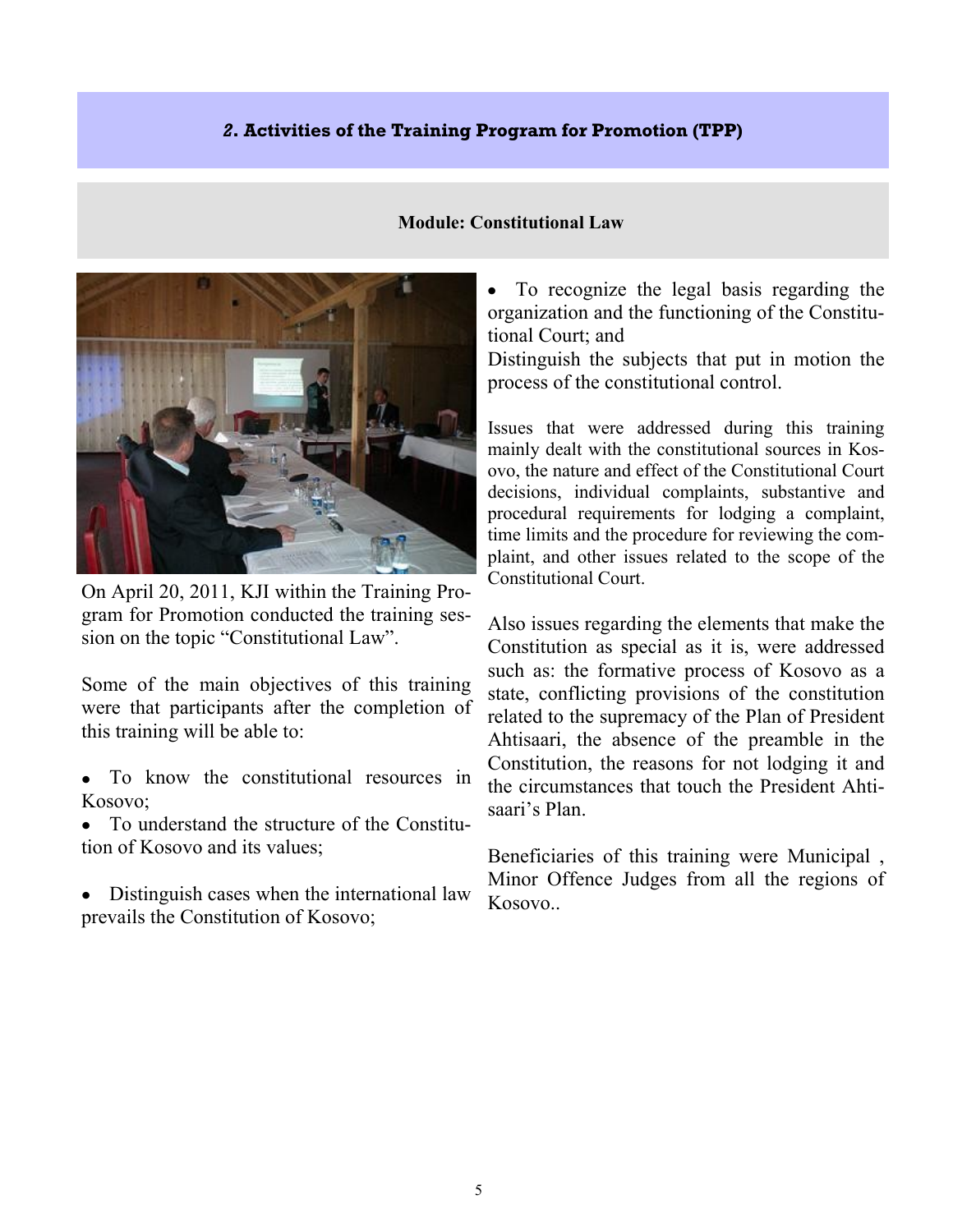## *2*. Activities of the Training Program for Promotion (TPP)

### Module: Constitutional Law

On April 20, 2011, KJI within the Training Program for Promotion conducted the training session on the topic “Constitutional Law”.

Some of the main objectives of this training were that participants after the completion of this training will be able to:

- To know the constitutional resources in Kosovo;
- To understand the structure of the Constitution of Kosovo and its values;

- Distinguish cases when the international law prevails the Constitution of Kosovo;
- To recognize the legal basis regarding the organization and the functioning of the Constitutional Court; and

Distinguish the subjects that put in motion the process of the constitutional control.

Issues that were addressed during this training mainly dealt with the constitutional sources in Kosovo, the nature and effect of the Constitutional Court decisions, individual complaints, substantive and procedural requirements for lodging a complaint, time limits and the procedure for reviewing the complaint, and other issues related to the scope of the Constitutional Court.

Also issues regarding the elements that make the Constitution as special as it is, were addressed such as: the formative process of Kosovo as a state, conflicting provisions of the constitution related to the supremacy of the Plan of President Ahtisaari, the absence of the preamble in the Constitution, the reasons for not lodging it and the circumstances that touch the President Ahtisaari’s Plan.

Beneficiaries of this training were Municipal , Minor Offence Judges from all the regions of Kosovo..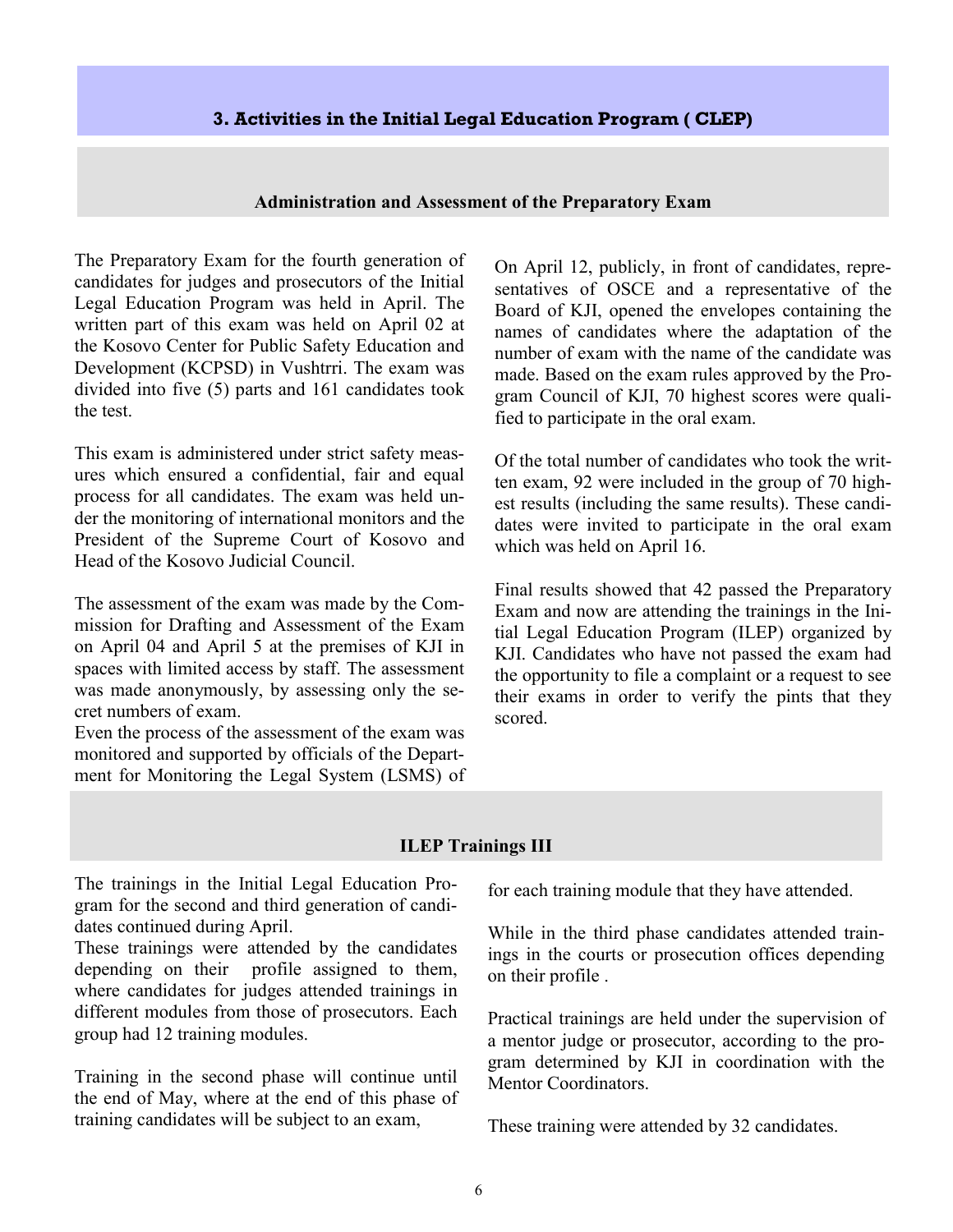## 3. Activities in the Initial Legal Education Program ( CLEP)

### Administration and Assessment of the Preparatory Exam

The Preparatory Exam for the fourth generation of candidates for judges and prosecutors of the Initial Legal Education Program was held in April. The written part of this exam was held on April 02 at the Kosovo Center for Public Safety Education and Development (KCPSD) in Vushtrri. The exam was divided into five (5) parts and 161 candidates took the test.

This exam is administered under strict safety measures which ensured a confidential, fair and equal process for all candidates. The exam was held under the monitoring of international monitors and the President of the Supreme Court of Kosovo and Head of the Kosovo Judicial Council.

The assessment of the exam was made by the Commission for Drafting and Assessment of the Exam on April 04 and April 5 at the premises of KJI in spaces with limited access by staff. The assessment was made anonymously, by assessing only the secret numbers of exam.

Even the process of the assessment of the exam was monitored and supported by officials of the Department for Monitoring the Legal System (LSMS) of

On April 12, publicly, in front of candidates, representatives of OSCE and a representative of the Board of KJI, opened the envelopes containing the names of candidates where the adaptation of the number of exam with the name of the candidate was made. Based on the exam rules approved by the Program Council of KJI, 70 highest scores were qualified to participate in the oral exam.

Of the total number of candidates who took the written exam, 92 were included in the group of 70 highest results (including the same results). These candidates were invited to participate in the oral exam which was held on April 16.

Final results showed that 42 passed the Preparatory Exam and now are attending the trainings in the Initial Legal Education Program (ILEP) organized by KJI. Candidates who have not passed the exam had the opportunity to file a complaint or a request to see their exams in order to verify the pints that they scored.

### ILEP Trainings III

The trainings in the Initial Legal Education Program for the second and third generation of candidates continued during April.

These trainings were attended by the candidates depending on their profile assigned to them, where candidates for judges attended trainings in different modules from those of prosecutors. Each group had 12 training modules.

Training in the second phase will continue until the end of May, where at the end of this phase of training candidates will be subject to an exam, for each training module that they have attended.

While in the third phase candidates attended trainings in the courts or prosecution offices depending on their profile .

Practical trainings are held under the supervision of a mentor judge or prosecutor, according to the program determined by KJI in coordination with the Mentor Coordinators.

These training were attended by 32 candidates.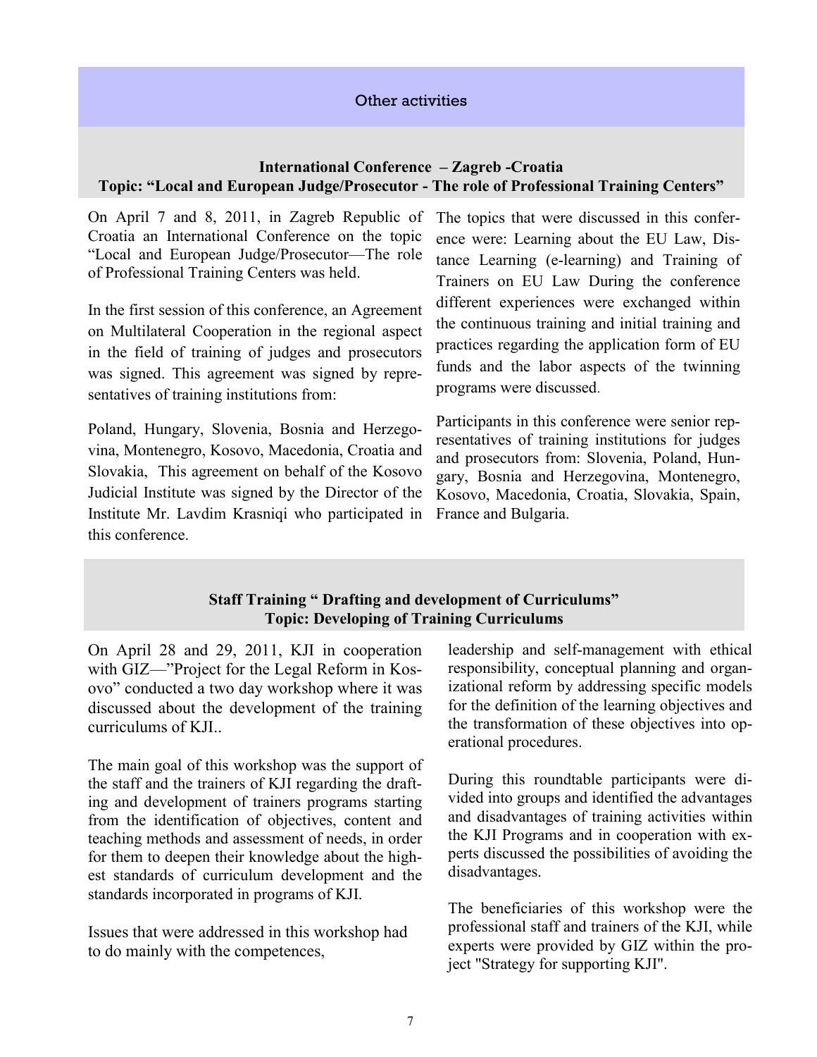## Other activities

### International Conference – Zagreb -Croatia
### Topic: "Local and European Judge/Prosecutor - The role of Professional Training Centers"

On April 7 and 8, 2011, in Zagreb Republic of Croatia an International Conference on the topic "Local and European Judge/Prosecutor—The role of Professional Training Centers was held.

In the first session of this conference, an Agreement on Multilateral Cooperation in the regional aspect in the field of training of judges and prosecutors was signed. This agreement was signed by representatives of training institutions from:

Poland, Hungary, Slovenia, Bosnia and Herzegovina, Montenegro, Kosovo, Macedonia, Croatia and Slovakia, This agreement on behalf of the Kosovo Judicial Institute was signed by the Director of the Institute Mr. Lavdim Krasniqi who participated in this conference.

The topics that were discussed in this conference were: Learning about the EU Law, Distance Learning (e-learning) and Training of Trainers on EU Law During the conference different experiences were exchanged within the continuous training and initial training and practices regarding the application form of EU funds and the labor aspects of the twinning programs were discussed.

Participants in this conference were senior representatives of training institutions for judges and prosecutors from: Slovenia, Poland, Hungary, Bosnia and Herzegovina, Montenegro, Kosovo, Macedonia, Croatia, Slovakia, Spain, France and Bulgaria.

### Staff Training " Drafting and development of Curriculums"
### Topic: Developing of Training Curriculums

On April 28 and 29, 2011, KJI in cooperation with GIZ—"Project for the Legal Reform in Kosovo" conducted a two day workshop where it was discussed about the development of the training curriculums of KJI..

The main goal of this workshop was the support of the staff and the trainers of KJI regarding the drafting and development of trainers programs starting from the identification of objectives, content and teaching methods and assessment of needs, in order for them to deepen their knowledge about the highest standards of curriculum development and the standards incorporated in programs of KJI.

Issues that were addressed in this workshop had to do mainly with the competences, leadership and self-management with ethical responsibility, conceptual planning and organizational reform by addressing specific models for the definition of the learning objectives and the transformation of these objectives into operational procedures.

During this roundtable participants were divided into groups and identified the advantages and disadvantages of training activities within the KJI Programs and in cooperation with experts discussed the possibilities of avoiding the disadvantages.

The beneficiaries of this workshop were the professional staff and trainers of the KJI, while experts were provided by GIZ within the project "Strategy for supporting KJI".